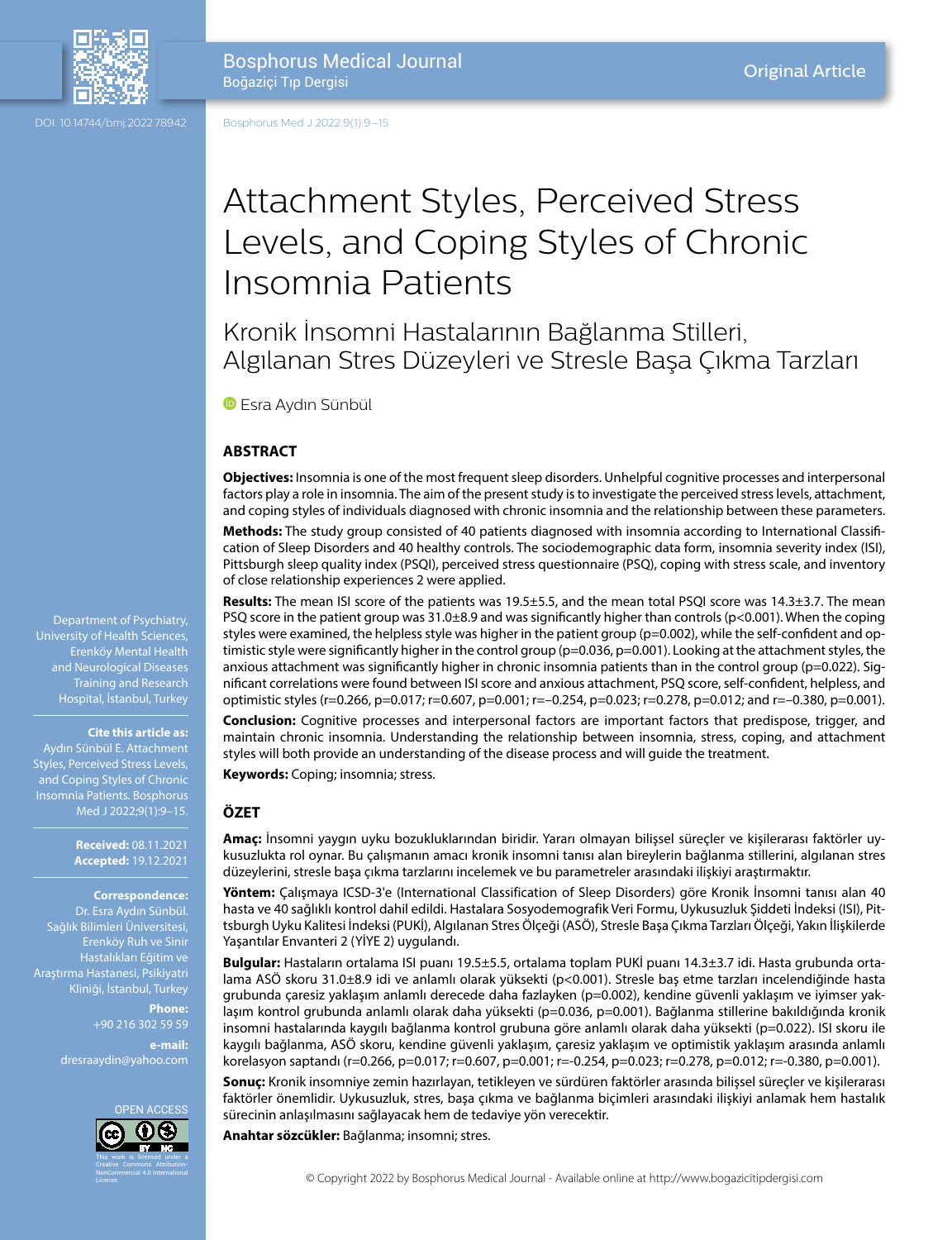Original Article

DOI: 10.14744/bmj.2022.78942

# Attachment Styles, Perceived Stress Levels, and Coping Styles of Chronic Insomnia Patients

## Kronik İnsomni Hastalarının Bağlanma Stilleri, Algılanan Stres Düzeyleri ve Stresle Başa Çıkma Tarzları

Esra Aydın Sünbül

Department of Psychiatry, University of Health Sciences, Erenköy Mental Health and Neurological Diseases Training and Research Hospital, İstanbul, Turkey

**Cite this article as:** Aydın Sünbül E. Attachment Styles, Perceived Stress Levels, and Coping Styles of Chronic Insomnia Patients. Bosphorus Med J 2022;9(1):9–15.

**Received:** 08.11.2021
**Accepted:** 19.12.2021

**Correspondence:** Dr. Esra Aydın Sünbül. Sağlık Bilimleri Üniversitesi, Erenköy Ruh ve Sinir Hastalıkları Eğitim ve Araştırma Hastanesi, Psikiyatri Kliniği, İstanbul, Turkey

**Phone:** +90 216 302 59 59

**e-mail:** dresraaydin@yahoo.com

OPEN ACCESS

This work is licensed under a Creative Commons Attribution-NonCommercial 4.0 International License.

## ABSTRACT

**Objectives:** Insomnia is one of the most frequent sleep disorders. Unhelpful cognitive processes and interpersonal factors play a role in insomnia. The aim of the present study is to investigate the perceived stress levels, attachment, and coping styles of individuals diagnosed with chronic insomnia and the relationship between these parameters.

**Methods:** The study group consisted of 40 patients diagnosed with insomnia according to International Classification of Sleep Disorders and 40 healthy controls. The sociodemographic data form, insomnia severity index (ISI), Pittsburgh sleep quality index (PSQI), perceived stress questionnaire (PSQ), coping with stress scale, and inventory of close relationship experiences 2 were applied.

**Results:** The mean ISI score of the patients was 19.5±5.5, and the mean total PSQI score was 14.3±3.7. The mean PSQ score in the patient group was 31.0±8.9 and was significantly higher than controls (p<0.001). When the coping styles were examined, the helpless style was higher in the patient group (p=0.002), while the self-confident and optimistic style were significantly higher in the control group (p=0.036, p=0.001). Looking at the attachment styles, the anxious attachment was significantly higher in chronic insomnia patients than in the control group (p=0.022). Significant correlations were found between ISI score and anxious attachment, PSQ score, self-confident, helpless, and optimistic styles (r=0.266, p=0.017; r=0.607, p=0.001; r=–0.254, p=0.023; r=0.278, p=0.012; and r=–0.380, p=0.001).

**Conclusion:** Cognitive processes and interpersonal factors are important factors that predispose, trigger, and maintain chronic insomnia. Understanding the relationship between insomnia, stress, coping, and attachment styles will both provide an understanding of the disease process and will guide the treatment.

**Keywords:** Coping; insomnia; stress.

## ÖZET

**Amaç:** İnsomni yaygın uyku bozukluklarından biridir. Yararı olmayan bilişsel süreçler ve kişilerarası faktörler uykusuzlukta rol oynar. Bu çalışmanın amacı kronik insomni tanısı alan bireylerin bağlanma stillerini, algılanan stres düzeylerini, stresle başa çıkma tarzlarını incelemek ve bu parametreler arasındaki ilişkiyi araştırmaktır.

**Yöntem:** Çalışmaya ICSD-3'e (International Classification of Sleep Disorders) göre Kronik İnsomni tanısı alan 40 hasta ve 40 sağlıklı kontrol dahil edildi. Hastalara Sosyodemografik Veri Formu, Uykusuzluk Şiddeti İndeksi (ISI), Pittsburgh Uyku Kalitesi İndeksi (PUKİ), Algılanan Stres Ölçeği (ASÖ), Stresle Başa Çıkma Tarzları Ölçeği, Yakın İlişkilerde Yaşantılar Envanteri 2 (YİYE 2) uygulandı.

**Bulgular:** Hastaların ortalama ISI puanı 19.5±5.5, ortalama toplam PUKİ puanı 14.3±3.7 idi. Hasta grubunda ortalama ASÖ skoru 31.0±8.9 idi ve anlamlı olarak yüksekti (p<0.001). Stresle baş etme tarzları incelendiğinde hasta grubunda çaresiz yaklaşım anlamlı derecede daha fazlayken (p=0.002), kendine güvenli yaklaşım ve iyimser yaklaşım kontrol grubunda anlamlı olarak daha yüksekti (p=0.036, p=0.001). Bağlanma stillerine bakıldığında kronik insomni hastalarında kaygılı bağlanma kontrol grubuna göre anlamlı olarak daha yüksekti (p=0.022). ISI skoru ile kaygılı bağlanma, ASÖ skoru, kendine güvenli yaklaşım, çaresiz yaklaşım ve optimistik yaklaşım arasında anlamlı korelasyon saptandı (r=0.266, p=0.017; r=0.607, p=0.001; r=-0.254, p=0.023; r=0.278, p=0.012; r=-0.380, p=0.001).

**Sonuç:** Kronik insomniye zemin hazırlayan, tetikleyen ve sürdüren faktörler arasında bilişsel süreçler ve kişilerarası faktörler önemlidir. Uykusuzluk, stres, başa çıkma ve bağlanma biçimleri arasındaki ilişkiyi anlamak hem hastalık sürecinin anlaşılmasını sağlayacak hem de tedaviye yön verecektir.

**Anahtar sözcükler:** Bağlanma; insomni; stres.

© Copyright 2022 by Bosphorus Medical Journal - Available online at http://www.bogazicitipdergisi.com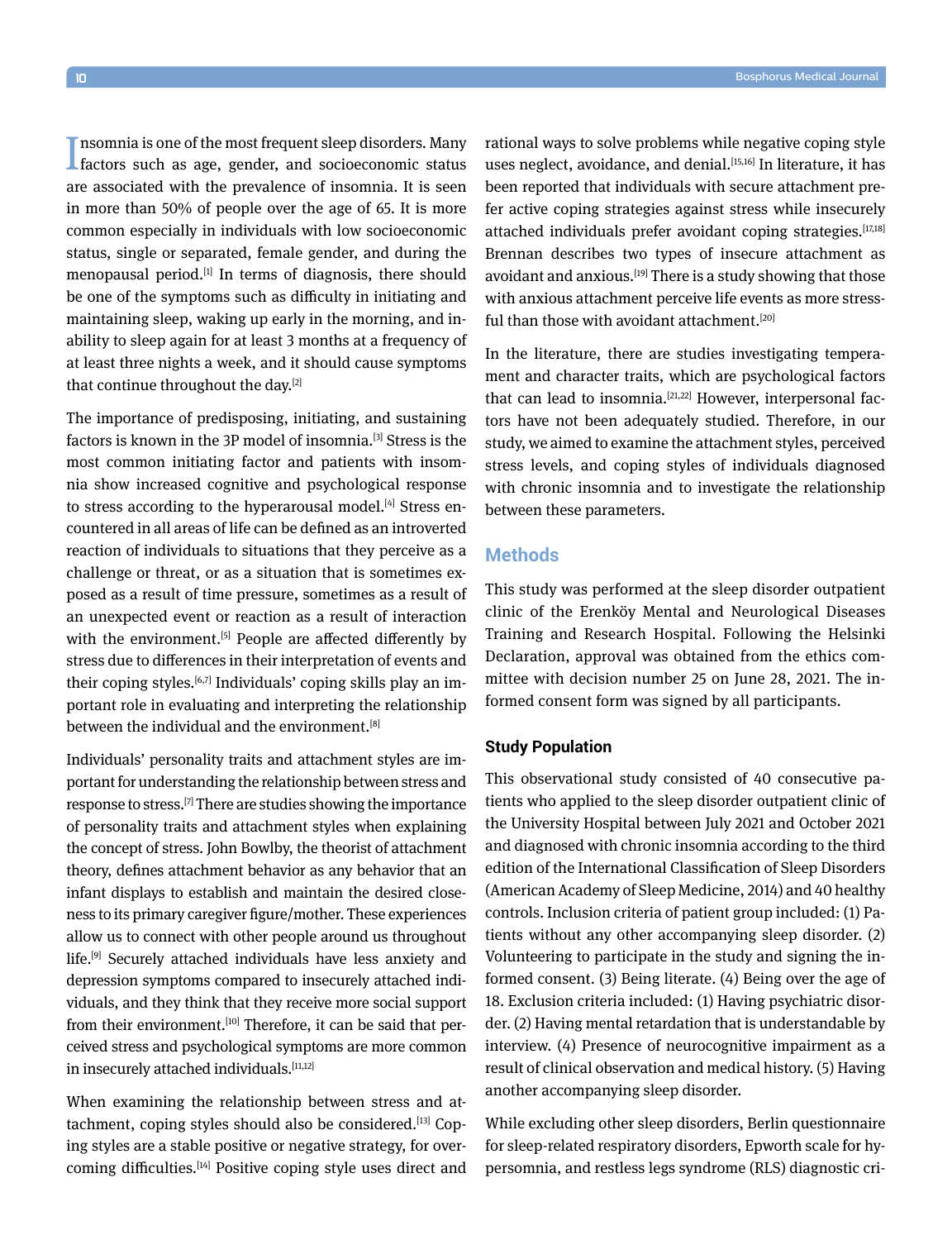Insomnia is one of the most frequent sleep disorders. Many factors such as age, gender, and socioeconomic status are associated with the prevalence of insomnia. It is seen in more than 50% of people over the age of 65. It is more common especially in individuals with low socioeconomic status, single or separated, female gender, and during the menopausal period.[1] In terms of diagnosis, there should be one of the symptoms such as difficulty in initiating and maintaining sleep, waking up early in the morning, and inability to sleep again for at least 3 months at a frequency of at least three nights a week, and it should cause symptoms that continue throughout the day.[2]

The importance of predisposing, initiating, and sustaining factors is known in the 3P model of insomnia.[3] Stress is the most common initiating factor and patients with insomnia show increased cognitive and psychological response to stress according to the hyperarousal model.[4] Stress encountered in all areas of life can be defined as an introverted reaction of individuals to situations that they perceive as a challenge or threat, or as a situation that is sometimes exposed as a result of time pressure, sometimes as a result of an unexpected event or reaction as a result of interaction with the environment.[5] People are affected differently by stress due to differences in their interpretation of events and their coping styles.[6,7] Individuals' coping skills play an important role in evaluating and interpreting the relationship between the individual and the environment.[8]

Individuals' personality traits and attachment styles are important for understanding the relationship between stress and response to stress.[7] There are studies showing the importance of personality traits and attachment styles when explaining the concept of stress. John Bowlby, the theorist of attachment theory, defines attachment behavior as any behavior that an infant displays to establish and maintain the desired closeness to its primary caregiver figure/mother. These experiences allow us to connect with other people around us throughout life.[9] Securely attached individuals have less anxiety and depression symptoms compared to insecurely attached individuals, and they think that they receive more social support from their environment.[10] Therefore, it can be said that perceived stress and psychological symptoms are more common in insecurely attached individuals.[11,12]

When examining the relationship between stress and attachment, coping styles should also be considered.[13] Coping styles are a stable positive or negative strategy, for overcoming difficulties.[14] Positive coping style uses direct and rational ways to solve problems while negative coping style uses neglect, avoidance, and denial.[15,16] In literature, it has been reported that individuals with secure attachment prefer active coping strategies against stress while insecurely attached individuals prefer avoidant coping strategies.[17,18] Brennan describes two types of insecure attachment as avoidant and anxious.[19] There is a study showing that those with anxious attachment perceive life events as more stressful than those with avoidant attachment.[20]

In the literature, there are studies investigating temperament and character traits, which are psychological factors that can lead to insomnia.[21,22] However, interpersonal factors have not been adequately studied. Therefore, in our study, we aimed to examine the attachment styles, perceived stress levels, and coping styles of individuals diagnosed with chronic insomnia and to investigate the relationship between these parameters.

## Methods

This study was performed at the sleep disorder outpatient clinic of the Erenköy Mental and Neurological Diseases Training and Research Hospital. Following the Helsinki Declaration, approval was obtained from the ethics committee with decision number 25 on June 28, 2021. The informed consent form was signed by all participants.

### Study Population

This observational study consisted of 40 consecutive patients who applied to the sleep disorder outpatient clinic of the University Hospital between July 2021 and October 2021 and diagnosed with chronic insomnia according to the third edition of the International Classification of Sleep Disorders (American Academy of Sleep Medicine, 2014) and 40 healthy controls. Inclusion criteria of patient group included: (1) Patients without any other accompanying sleep disorder. (2) Volunteering to participate in the study and signing the informed consent. (3) Being literate. (4) Being over the age of 18. Exclusion criteria included: (1) Having psychiatric disorder. (2) Having mental retardation that is understandable by interview. (4) Presence of neurocognitive impairment as a result of clinical observation and medical history. (5) Having another accompanying sleep disorder.

While excluding other sleep disorders, Berlin questionnaire for sleep-related respiratory disorders, Epworth scale for hypersomnia, and restless legs syndrome (RLS) diagnostic cri-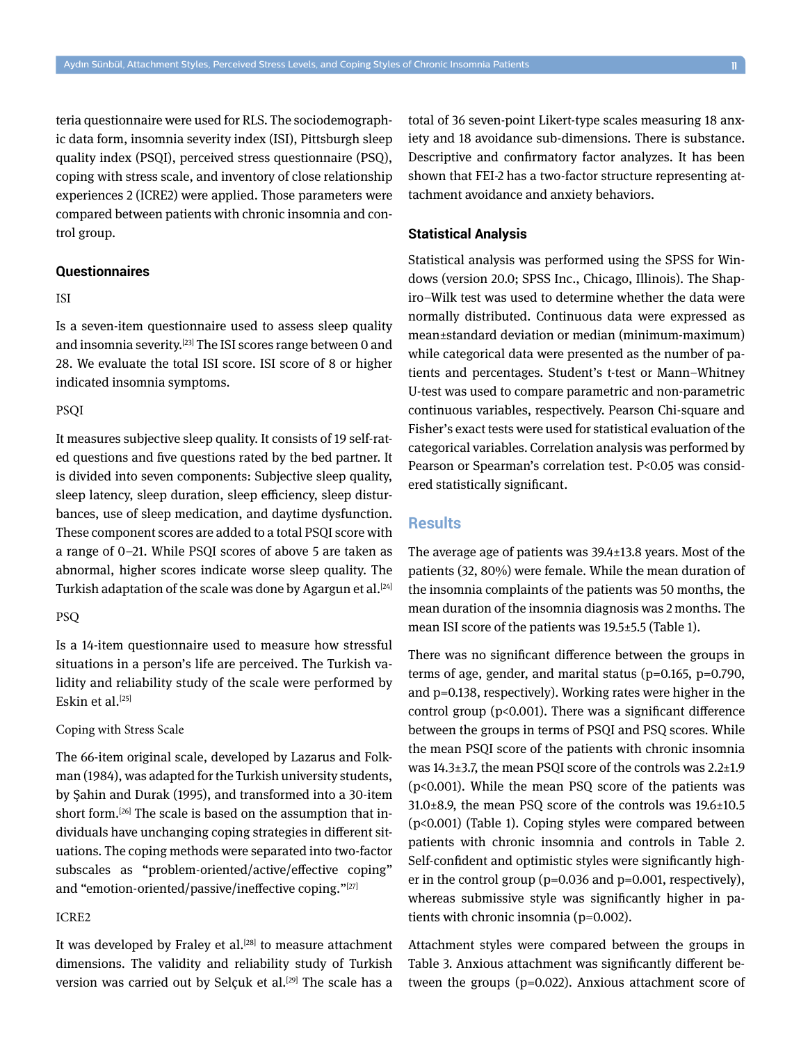teria questionnaire were used for RLS. The sociodemographic data form, insomnia severity index (ISI), Pittsburgh sleep quality index (PSQI), perceived stress questionnaire (PSQ), coping with stress scale, and inventory of close relationship experiences 2 (ICRE2) were applied. Those parameters were compared between patients with chronic insomnia and control group.

### Questionnaires

ISI

Is a seven-item questionnaire used to assess sleep quality and insomnia severity.[23] The ISI scores range between 0 and 28. We evaluate the total ISI score. ISI score of 8 or higher indicated insomnia symptoms.

PSQI

It measures subjective sleep quality. It consists of 19 self-rated questions and five questions rated by the bed partner. It is divided into seven components: Subjective sleep quality, sleep latency, sleep duration, sleep efficiency, sleep disturbances, use of sleep medication, and daytime dysfunction. These component scores are added to a total PSQI score with a range of 0–21. While PSQI scores of above 5 are taken as abnormal, higher scores indicate worse sleep quality. The Turkish adaptation of the scale was done by Agargun et al.[24]

PSQ

Is a 14-item questionnaire used to measure how stressful situations in a person's life are perceived. The Turkish validity and reliability study of the scale were performed by Eskin et al.[25]

Coping with Stress Scale

The 66-item original scale, developed by Lazarus and Folkman (1984), was adapted for the Turkish university students, by Şahin and Durak (1995), and transformed into a 30-item short form.[26] The scale is based on the assumption that individuals have unchanging coping strategies in different situations. The coping methods were separated into two-factor subscales as "problem-oriented/active/effective coping" and "emotion-oriented/passive/ineffective coping."[27]

ICRE2

It was developed by Fraley et al.[28] to measure attachment dimensions. The validity and reliability study of Turkish version was carried out by Selçuk et al.[29] The scale has a total of 36 seven-point Likert-type scales measuring 18 anxiety and 18 avoidance sub-dimensions. There is substance. Descriptive and confirmatory factor analyzes. It has been shown that FEI-2 has a two-factor structure representing attachment avoidance and anxiety behaviors.

### Statistical Analysis

Statistical analysis was performed using the SPSS for Windows (version 20.0; SPSS Inc., Chicago, Illinois). The Shapiro–Wilk test was used to determine whether the data were normally distributed. Continuous data were expressed as mean±standard deviation or median (minimum-maximum) while categorical data were presented as the number of patients and percentages. Student's t-test or Mann–Whitney U-test was used to compare parametric and non-parametric continuous variables, respectively. Pearson Chi-square and Fisher's exact tests were used for statistical evaluation of the categorical variables. Correlation analysis was performed by Pearson or Spearman's correlation test. P<0.05 was considered statistically significant.

## Results

The average age of patients was 39.4±13.8 years. Most of the patients (32, 80%) were female. While the mean duration of the insomnia complaints of the patients was 50 months, the mean duration of the insomnia diagnosis was 2 months. The mean ISI score of the patients was 19.5±5.5 (Table 1).

There was no significant difference between the groups in terms of age, gender, and marital status (p=0.165, p=0.790, and p=0.138, respectively). Working rates were higher in the control group (p<0.001). There was a significant difference between the groups in terms of PSQI and PSQ scores. While the mean PSQI score of the patients with chronic insomnia was 14.3±3.7, the mean PSQI score of the controls was 2.2±1.9 (p<0.001). While the mean PSQ score of the patients was 31.0±8.9, the mean PSQ score of the controls was 19.6±10.5 (p<0.001) (Table 1). Coping styles were compared between patients with chronic insomnia and controls in Table 2. Self-confident and optimistic styles were significantly higher in the control group (p=0.036 and p=0.001, respectively), whereas submissive style was significantly higher in patients with chronic insomnia (p=0.002).

Attachment styles were compared between the groups in Table 3. Anxious attachment was significantly different between the groups (p=0.022). Anxious attachment score of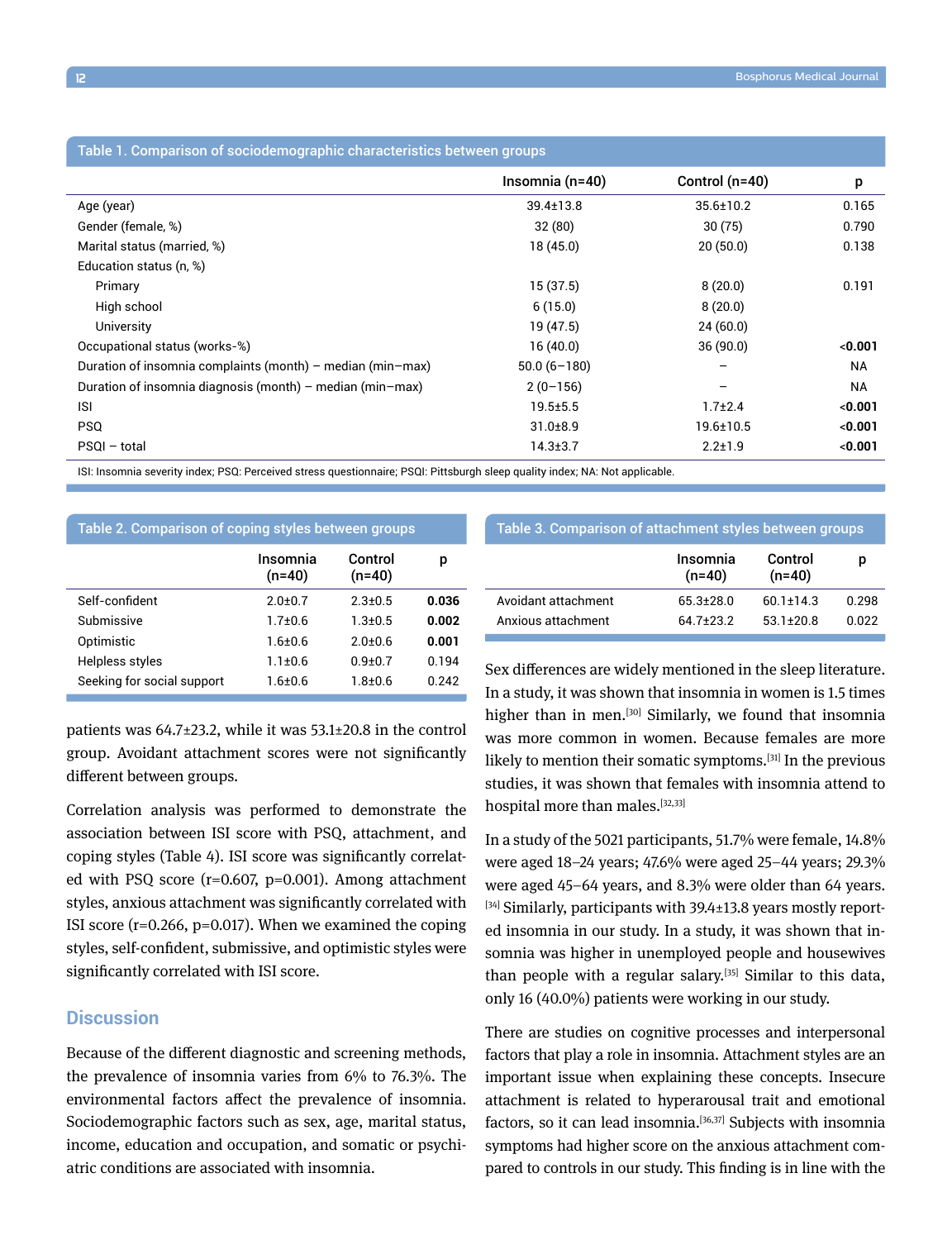**Table 1. Comparison of sociodemographic characteristics between groups**

| | Insomnia (n=40) | Control (n=40) | p |
|---|---|---|---|
| Age (year) | 39.4±13.8 | 35.6±10.2 | 0.165 |
| Gender (female, %) | 32 (80) | 30 (75) | 0.790 |
| Marital status (married, %) | 18 (45.0) | 20 (50.0) | 0.138 |
| Education status (n, %) | | | |
| Primary | 15 (37.5) | 8 (20.0) | 0.191 |
| High school | 6 (15.0) | 8 (20.0) | |
| University | 19 (47.5) | 24 (60.0) | |
| Occupational status (works-%) | 16 (40.0) | 36 (90.0) | **<0.001** |
| Duration of insomnia complaints (month) – median (min–max) | 50.0 (6–180) | – | NA |
| Duration of insomnia diagnosis (month) – median (min–max) | 2 (0–156) | – | NA |
| ISI | 19.5±5.5 | 1.7±2.4 | **<0.001** |
| PSQ | 31.0±8.9 | 19.6±10.5 | **<0.001** |
| PSQI – total | 14.3±3.7 | 2.2±1.9 | **<0.001** |

ISI: Insomnia severity index; PSQ: Perceived stress questionnaire; PSQI: Pittsburgh sleep quality index; NA: Not applicable.

**Table 2. Comparison of coping styles between groups**

| | Insomnia (n=40) | Control (n=40) | p |
|---|---|---|---|
| Self-confident | 2.0±0.7 | 2.3±0.5 | **0.036** |
| Submissive | 1.7±0.6 | 1.3±0.5 | **0.002** |
| Optimistic | 1.6±0.6 | 2.0±0.6 | **0.001** |
| Helpless styles | 1.1±0.6 | 0.9±0.7 | 0.194 |
| Seeking for social support | 1.6±0.6 | 1.8±0.6 | 0.242 |

**Table 3. Comparison of attachment styles between groups**

| | Insomnia (n=40) | Control (n=40) | p |
|---|---|---|---|
| Avoidant attachment | 65.3±28.0 | 60.1±14.3 | 0.298 |
| Anxious attachment | 64.7±23.2 | 53.1±20.8 | 0.022 |

patients was 64.7±23.2, while it was 53.1±20.8 in the control group. Avoidant attachment scores were not significantly different between groups.

Correlation analysis was performed to demonstrate the association between ISI score with PSQ, attachment, and coping styles (Table 4). ISI score was significantly correlated with PSQ score (r=0.607, p=0.001). Among attachment styles, anxious attachment was significantly correlated with ISI score (r=0.266, p=0.017). When we examined the coping styles, self-confident, submissive, and optimistic styles were significantly correlated with ISI score.

## Discussion

Because of the different diagnostic and screening methods, the prevalence of insomnia varies from 6% to 76.3%. The environmental factors affect the prevalence of insomnia. Sociodemographic factors such as sex, age, marital status, income, education and occupation, and somatic or psychiatric conditions are associated with insomnia.

Sex differences are widely mentioned in the sleep literature. In a study, it was shown that insomnia in women is 1.5 times higher than in men.[30] Similarly, we found that insomnia was more common in women. Because females are more likely to mention their somatic symptoms.[31] In the previous studies, it was shown that females with insomnia attend to hospital more than males.[32,33]

In a study of the 5021 participants, 51.7% were female, 14.8% were aged 18–24 years; 47.6% were aged 25–44 years; 29.3% were aged 45–64 years, and 8.3% were older than 64 years.[34] Similarly, participants with 39.4±13.8 years mostly reported insomnia in our study. In a study, it was shown that insomnia was higher in unemployed people and housewives than people with a regular salary.[35] Similar to this data, only 16 (40.0%) patients were working in our study.

There are studies on cognitive processes and interpersonal factors that play a role in insomnia. Attachment styles are an important issue when explaining these concepts. Insecure attachment is related to hyperarousal trait and emotional factors, so it can lead insomnia.[36,37] Subjects with insomnia symptoms had higher score on the anxious attachment compared to controls in our study. This finding is in line with the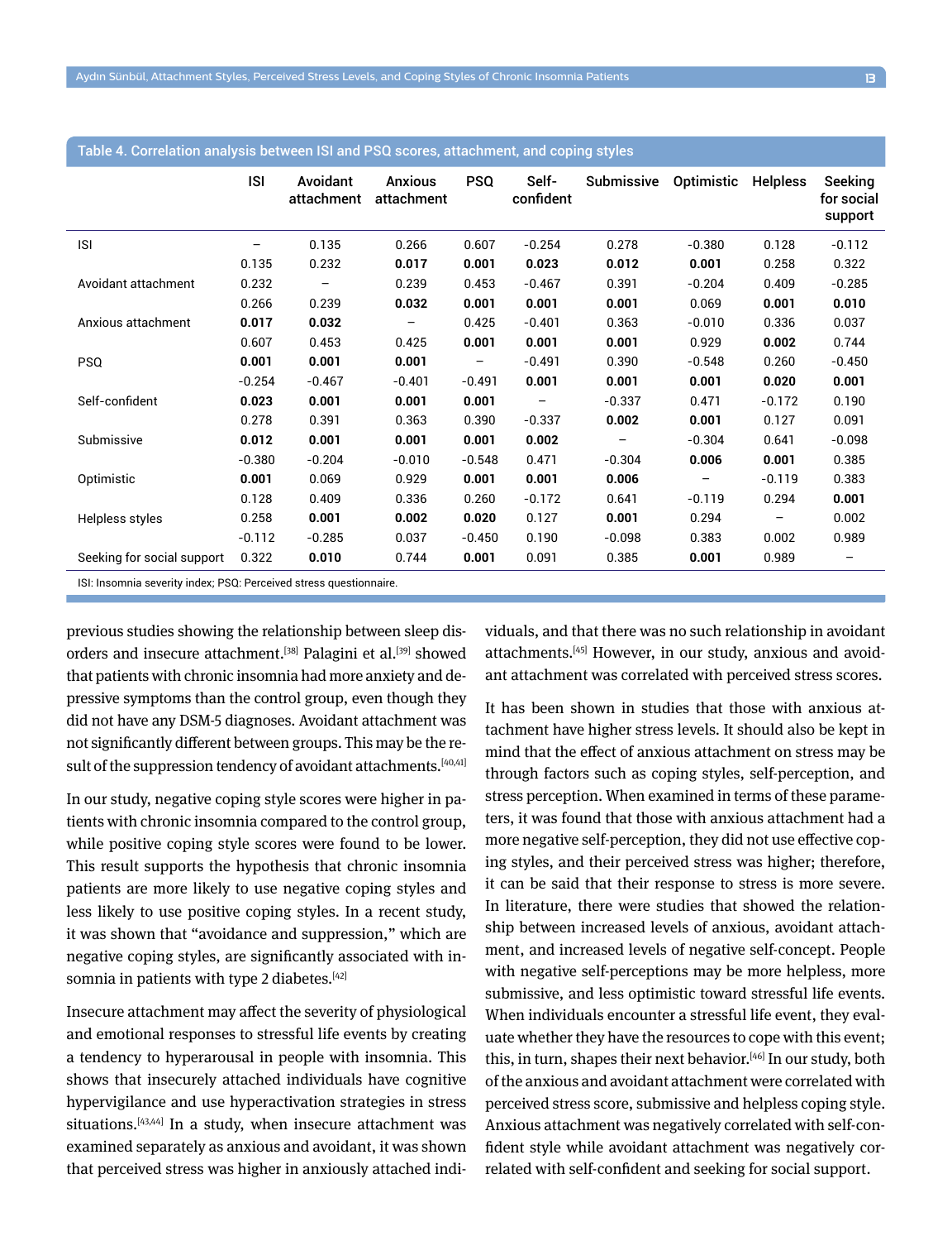**Table 4. Correlation analysis between ISI and PSQ scores, attachment, and coping styles**

| | ISI | Avoidant attachment | Anxious attachment | PSQ | Self-confident | Submissive | Optimistic | Helpless | Seeking for social support |
|---|---|---|---|---|---|---|---|---|---|
| ISI | – | 0.135 | 0.266 | 0.607 | -0.254 | 0.278 | -0.380 | 0.128 | -0.112 |
| | 0.135 | 0.232 | **0.017** | **0.001** | **0.023** | **0.012** | **0.001** | 0.258 | 0.322 |
| Avoidant attachment | 0.232 | – | 0.239 | 0.453 | -0.467 | 0.391 | -0.204 | 0.409 | -0.285 |
| | 0.266 | 0.239 | **0.032** | **0.001** | **0.001** | **0.001** | 0.069 | **0.001** | **0.010** |
| Anxious attachment | **0.017** | **0.032** | – | 0.425 | -0.401 | 0.363 | -0.010 | 0.336 | 0.037 |
| | 0.607 | 0.453 | 0.425 | **0.001** | **0.001** | **0.001** | 0.929 | **0.002** | 0.744 |
| PSQ | **0.001** | **0.001** | **0.001** | – | -0.491 | 0.390 | -0.548 | 0.260 | -0.450 |
| | -0.254 | -0.467 | -0.401 | -0.491 | **0.001** | **0.001** | **0.001** | **0.020** | **0.001** |
| Self-confident | **0.023** | **0.001** | **0.001** | **0.001** | – | -0.337 | 0.471 | -0.172 | 0.190 |
| | 0.278 | 0.391 | 0.363 | 0.390 | -0.337 | **0.002** | **0.001** | 0.127 | 0.091 |
| Submissive | **0.012** | **0.001** | **0.001** | **0.001** | **0.002** | – | -0.304 | 0.641 | -0.098 |
| | -0.380 | -0.204 | -0.010 | -0.548 | 0.471 | -0.304 | **0.006** | **0.001** | 0.385 |
| Optimistic | **0.001** | 0.069 | 0.929 | **0.001** | **0.001** | **0.006** | – | -0.119 | 0.383 |
| | 0.128 | 0.409 | 0.336 | 0.260 | -0.172 | 0.641 | -0.119 | 0.294 | **0.001** |
| Helpless styles | 0.258 | **0.001** | **0.002** | **0.020** | 0.127 | **0.001** | 0.294 | – | 0.002 |
| | -0.112 | -0.285 | 0.037 | -0.450 | 0.190 | -0.098 | 0.383 | 0.002 | 0.989 |
| Seeking for social support | 0.322 | **0.010** | 0.744 | **0.001** | 0.091 | 0.385 | **0.001** | 0.989 | – |

ISI: Insomnia severity index; PSQ: Perceived stress questionnaire.

previous studies showing the relationship between sleep disorders and insecure attachment.[38] Palagini et al.[39] showed that patients with chronic insomnia had more anxiety and depressive symptoms than the control group, even though they did not have any DSM-5 diagnoses. Avoidant attachment was not significantly different between groups. This may be the result of the suppression tendency of avoidant attachments.[40,41]

In our study, negative coping style scores were higher in patients with chronic insomnia compared to the control group, while positive coping style scores were found to be lower. This result supports the hypothesis that chronic insomnia patients are more likely to use negative coping styles and less likely to use positive coping styles. In a recent study, it was shown that "avoidance and suppression," which are negative coping styles, are significantly associated with insomnia in patients with type 2 diabetes.[42]

Insecure attachment may affect the severity of physiological and emotional responses to stressful life events by creating a tendency to hyperarousal in people with insomnia. This shows that insecurely attached individuals have cognitive hypervigilance and use hyperactivation strategies in stress situations.[43,44] In a study, when insecure attachment was examined separately as anxious and avoidant, it was shown that perceived stress was higher in anxiously attached individuals, and that there was no such relationship in avoidant attachments.[45] However, in our study, anxious and avoidant attachment was correlated with perceived stress scores.

It has been shown in studies that those with anxious attachment have higher stress levels. It should also be kept in mind that the effect of anxious attachment on stress may be through factors such as coping styles, self-perception, and stress perception. When examined in terms of these parameters, it was found that those with anxious attachment had a more negative self-perception, they did not use effective coping styles, and their perceived stress was higher; therefore, it can be said that their response to stress is more severe. In literature, there were studies that showed the relationship between increased levels of anxious, avoidant attachment, and increased levels of negative self-concept. People with negative self-perceptions may be more helpless, more submissive, and less optimistic toward stressful life events. When individuals encounter a stressful life event, they evaluate whether they have the resources to cope with this event; this, in turn, shapes their next behavior.[46] In our study, both of the anxious and avoidant attachment were correlated with perceived stress score, submissive and helpless coping style. Anxious attachment was negatively correlated with self-confident style while avoidant attachment was negatively correlated with self-confident and seeking for social support.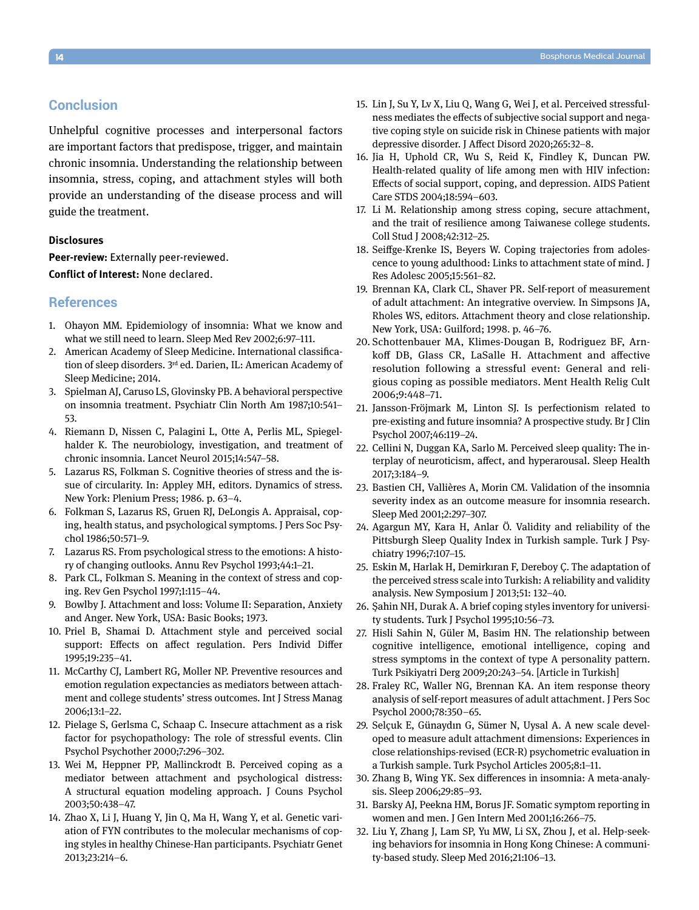## Conclusion

Unhelpful cognitive processes and interpersonal factors are important factors that predispose, trigger, and maintain chronic insomnia. Understanding the relationship between insomnia, stress, coping, and attachment styles will both provide an understanding of the disease process and will guide the treatment.

### Disclosures

**Peer-review:** Externally peer-reviewed.

**Conflict of Interest:** None declared.

## References

1. Ohayon MM. Epidemiology of insomnia: What we know and what we still need to learn. Sleep Med Rev 2002;6:97–111.
2. American Academy of Sleep Medicine. International classification of sleep disorders. 3rd ed. Darien, IL: American Academy of Sleep Medicine; 2014.
3. Spielman AJ, Caruso LS, Glovinsky PB. A behavioral perspective on insomnia treatment. Psychiatr Clin North Am 1987;10:541–53.
4. Riemann D, Nissen C, Palagini L, Otte A, Perlis ML, Spiegelhalder K. The neurobiology, investigation, and treatment of chronic insomnia. Lancet Neurol 2015;14:547–58.
5. Lazarus RS, Folkman S. Cognitive theories of stress and the issue of circularity. In: Appley MH, editors. Dynamics of stress. New York: Plenium Press; 1986. p. 63–4.
6. Folkman S, Lazarus RS, Gruen RJ, DeLongis A. Appraisal, coping, health status, and psychological symptoms. J Pers Soc Psychol 1986;50:571–9.
7. Lazarus RS. From psychological stress to the emotions: A history of changing outlooks. Annu Rev Psychol 1993;44:1–21.
8. Park CL, Folkman S. Meaning in the context of stress and coping. Rev Gen Psychol 1997;1:115–44.
9. Bowlby J. Attachment and loss: Volume II: Separation, Anxiety and Anger. New York, USA: Basic Books; 1973.
10. Priel B, Shamai D. Attachment style and perceived social support: Effects on affect regulation. Pers Individ Differ 1995;19:235–41.
11. McCarthy CJ, Lambert RG, Moller NP. Preventive resources and emotion regulation expectancies as mediators between attachment and college students' stress outcomes. Int J Stress Manag 2006;13:1–22.
12. Pielage S, Gerlsma C, Schaap C. Insecure attachment as a risk factor for psychopathology: The role of stressful events. Clin Psychol Psychother 2000;7:296–302.
13. Wei M, Heppner PP, Mallinckrodt B. Perceived coping as a mediator between attachment and psychological distress: A structural equation modeling approach. J Couns Psychol 2003;50:438–47.
14. Zhao X, Li J, Huang Y, Jin Q, Ma H, Wang Y, et al. Genetic variation of FYN contributes to the molecular mechanisms of coping styles in healthy Chinese-Han participants. Psychiatr Genet 2013;23:214–6.
15. Lin J, Su Y, Lv X, Liu Q, Wang G, Wei J, et al. Perceived stressfulness mediates the effects of subjective social support and negative coping style on suicide risk in Chinese patients with major depressive disorder. J Affect Disord 2020;265:32–8.
16. Jia H, Uphold CR, Wu S, Reid K, Findley K, Duncan PW. Health-related quality of life among men with HIV infection: Effects of social support, coping, and depression. AIDS Patient Care STDS 2004;18:594–603.
17. Li M. Relationship among stress coping, secure attachment, and the trait of resilience among Taiwanese college students. Coll Stud J 2008;42:312–25.
18. Seiffge-Krenke IS, Beyers W. Coping trajectories from adolescence to young adulthood: Links to attachment state of mind. J Res Adolesc 2005;15:561–82.
19. Brennan KA, Clark CL, Shaver PR. Self-report of measurement of adult attachment: An integrative overview. In Simpsons JA, Rholes WS, editors. Attachment theory and close relationship. New York, USA: Guilford; 1998. p. 46–76.
20. Schottenbauer MA, Klimes-Dougan B, Rodriguez BF, Arnkoff DB, Glass CR, LaSalle H. Attachment and affective resolution following a stressful event: General and religious coping as possible mediators. Ment Health Relig Cult 2006;9:448–71.
21. Jansson-Fröjmark M, Linton SJ. Is perfectionism related to pre-existing and future insomnia? A prospective study. Br J Clin Psychol 2007;46:119–24.
22. Cellini N, Duggan KA, Sarlo M. Perceived sleep quality: The interplay of neuroticism, affect, and hyperarousal. Sleep Health 2017;3:184–9.
23. Bastien CH, Vallières A, Morin CM. Validation of the insomnia severity index as an outcome measure for insomnia research. Sleep Med 2001;2:297–307.
24. Agargun MY, Kara H, Anlar Ö. Validity and reliability of the Pittsburgh Sleep Quality Index in Turkish sample. Turk J Psychiatry 1996;7:107–15.
25. Eskin M, Harlak H, Demirkıran F, Dereboy Ç. The adaptation of the perceived stress scale into Turkish: A reliability and validity analysis. New Symposium J 2013;51: 132–40.
26. Şahin NH, Durak A. A brief coping styles inventory for university students. Turk J Psychol 1995;10:56–73.
27. Hisli Sahin N, Güler M, Basim HN. The relationship between cognitive intelligence, emotional intelligence, coping and stress symptoms in the context of type A personality pattern. Turk Psikiyatri Derg 2009;20:243–54. [Article in Turkish]
28. Fraley RC, Waller NG, Brennan KA. An item response theory analysis of self-report measures of adult attachment. J Pers Soc Psychol 2000;78:350–65.
29. Selçuk E, Günaydın G, Sümer N, Uysal A. A new scale developed to measure adult attachment dimensions: Experiences in close relationships-revised (ECR-R) psychometric evaluation in a Turkish sample. Turk Psychol Articles 2005;8:1–11.
30. Zhang B, Wing YK. Sex differences in insomnia: A meta-analysis. Sleep 2006;29:85–93.
31. Barsky AJ, Peekna HM, Borus JF. Somatic symptom reporting in women and men. J Gen Intern Med 2001;16:266–75.
32. Liu Y, Zhang J, Lam SP, Yu MW, Li SX, Zhou J, et al. Help-seeking behaviors for insomnia in Hong Kong Chinese: A community-based study. Sleep Med 2016;21:106–13.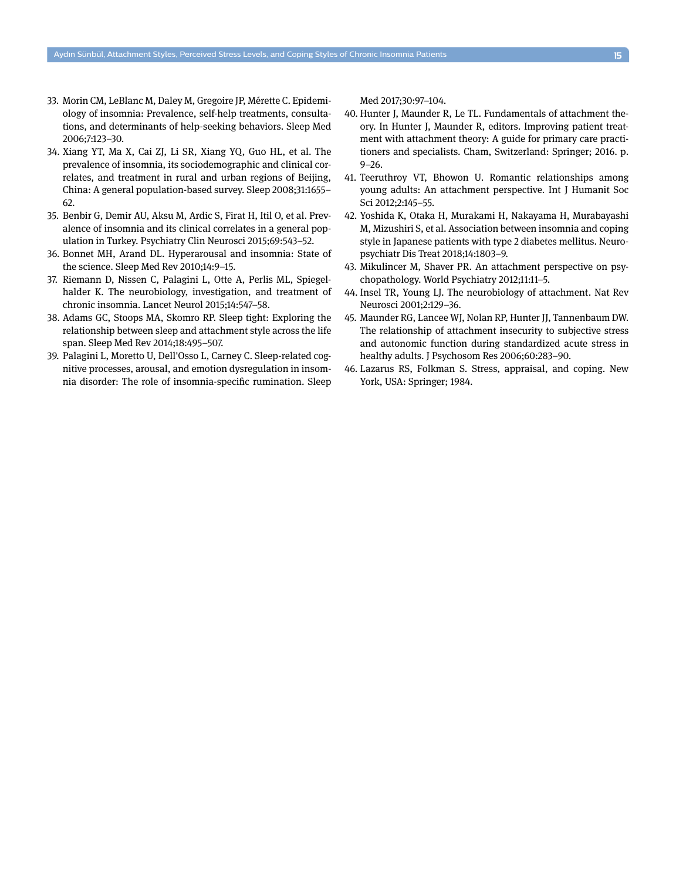33. Morin CM, LeBlanc M, Daley M, Gregoire JP, Mérette C. Epidemiology of insomnia: Prevalence, self-help treatments, consultations, and determinants of help-seeking behaviors. Sleep Med 2006;7:123–30.
34. Xiang YT, Ma X, Cai ZJ, Li SR, Xiang YQ, Guo HL, et al. The prevalence of insomnia, its sociodemographic and clinical correlates, and treatment in rural and urban regions of Beijing, China: A general population-based survey. Sleep 2008;31:1655–62.
35. Benbir G, Demir AU, Aksu M, Ardic S, Firat H, Itil O, et al. Prevalence of insomnia and its clinical correlates in a general population in Turkey. Psychiatry Clin Neurosci 2015;69:543–52.
36. Bonnet MH, Arand DL. Hyperarousal and insomnia: State of the science. Sleep Med Rev 2010;14:9–15.
37. Riemann D, Nissen C, Palagini L, Otte A, Perlis ML, Spiegelhalder K. The neurobiology, investigation, and treatment of chronic insomnia. Lancet Neurol 2015;14:547–58.
38. Adams GC, Stoops MA, Skomro RP. Sleep tight: Exploring the relationship between sleep and attachment style across the life span. Sleep Med Rev 2014;18:495–507.
39. Palagini L, Moretto U, Dell'Osso L, Carney C. Sleep-related cognitive processes, arousal, and emotion dysregulation in insomnia disorder: The role of insomnia-specific rumination. Sleep Med 2017;30:97–104.
40. Hunter J, Maunder R, Le TL. Fundamentals of attachment theory. In Hunter J, Maunder R, editors. Improving patient treatment with attachment theory: A guide for primary care practitioners and specialists. Cham, Switzerland: Springer; 2016. p. 9–26.
41. Teeruthroy VT, Bhowon U. Romantic relationships among young adults: An attachment perspective. Int J Humanit Soc Sci 2012;2:145–55.
42. Yoshida K, Otaka H, Murakami H, Nakayama H, Murabayashi M, Mizushiri S, et al. Association between insomnia and coping style in Japanese patients with type 2 diabetes mellitus. Neuropsychiatr Dis Treat 2018;14:1803–9.
43. Mikulincer M, Shaver PR. An attachment perspective on psychopathology. World Psychiatry 2012;11:11–5.
44. Insel TR, Young LJ. The neurobiology of attachment. Nat Rev Neurosci 2001;2:129–36.
45. Maunder RG, Lancee WJ, Nolan RP, Hunter JJ, Tannenbaum DW. The relationship of attachment insecurity to subjective stress and autonomic function during standardized acute stress in healthy adults. J Psychosom Res 2006;60:283–90.
46. Lazarus RS, Folkman S. Stress, appraisal, and coping. New York, USA: Springer; 1984.